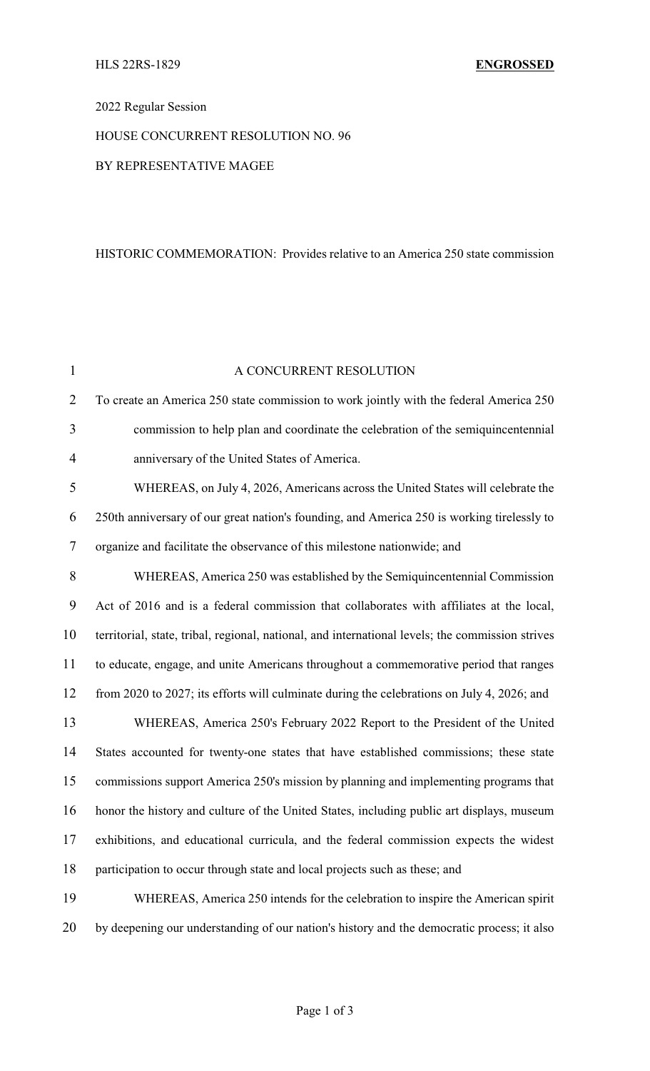HLS 22RS-1829 **ENGROSSED**

2022 Regular Session

HOUSE CONCURRENT RESOLUTION NO. 96

BY REPRESENTATIVE MAGEE

HISTORIC COMMEMORATION: Provides relative to an America 250 state commission

A CONCURRENT RESOLUTION

To create an America 250 state commission to work jointly with the federal America 250 commission to help plan and coordinate the celebration of the semiquincentennial anniversary of the United States of America.

WHEREAS, on July 4, 2026, Americans across the United States will celebrate the 250th anniversary of our great nation's founding, and America 250 is working tirelessly to organize and facilitate the observance of this milestone nationwide; and

WHEREAS, America 250 was established by the Semiquincentennial Commission Act of 2016 and is a federal commission that collaborates with affiliates at the local, territorial, state, tribal, regional, national, and international levels; the commission strives to educate, engage, and unite Americans throughout a commemorative period that ranges from 2020 to 2027; its efforts will culminate during the celebrations on July 4, 2026; and

WHEREAS, America 250's February 2022 Report to the President of the United States accounted for twenty-one states that have established commissions; these state commissions support America 250's mission by planning and implementing programs that honor the history and culture of the United States, including public art displays, museum exhibitions, and educational curricula, and the federal commission expects the widest participation to occur through state and local projects such as these; and

WHEREAS, America 250 intends for the celebration to inspire the American spirit by deepening our understanding of our nation's history and the democratic process; it also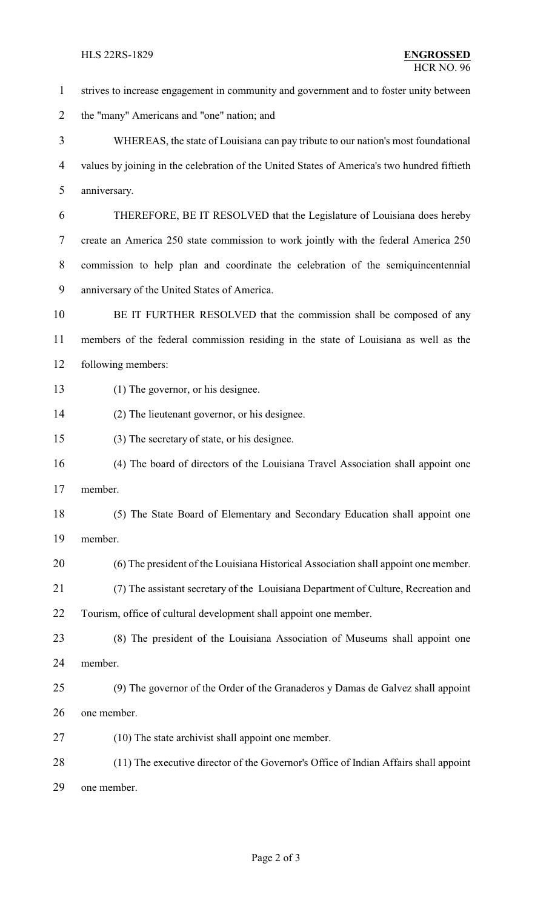strives to increase engagement in community and government and to foster unity between the "many" Americans and "one" nation; and

WHEREAS, the state of Louisiana can pay tribute to our nation's most foundational values by joining in the celebration of the United States of America's two hundred fiftieth anniversary.

THEREFORE, BE IT RESOLVED that the Legislature of Louisiana does hereby create an America 250 state commission to work jointly with the federal America 250 commission to help plan and coordinate the celebration of the semiquincentennial anniversary of the United States of America.

BE IT FURTHER RESOLVED that the commission shall be composed of any members of the federal commission residing in the state of Louisiana as well as the following members:

(1) The governor, or his designee.

(2) The lieutenant governor, or his designee.

(3) The secretary of state, or his designee.

(4) The board of directors of the Louisiana Travel Association shall appoint one member.

(5) The State Board of Elementary and Secondary Education shall appoint one member.

(6) The president of the Louisiana Historical Association shall appoint one member.

(7) The assistant secretary of the Louisiana Department of Culture, Recreation and Tourism, office of cultural development shall appoint one member.

(8) The president of the Louisiana Association of Museums shall appoint one member.

(9) The governor of the Order of the Granaderos y Damas de Galvez shall appoint one member.

(10) The state archivist shall appoint one member.

(11) The executive director of the Governor's Office of Indian Affairs shall appoint one member.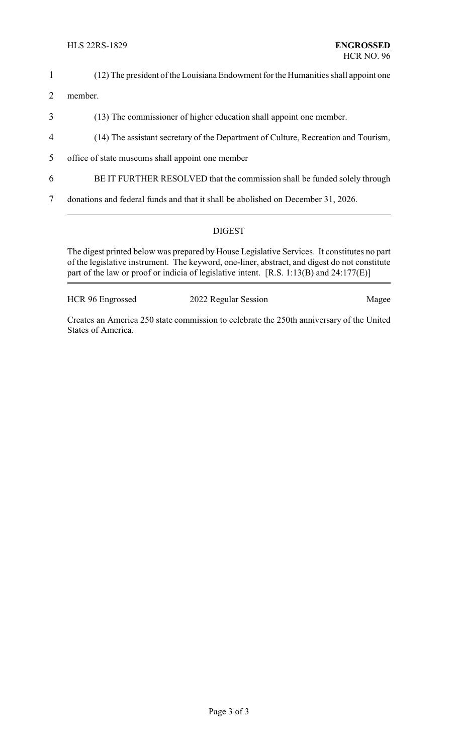(12) The president of the Louisiana Endowment for the Humanities shall appoint one member.

(13) The commissioner of higher education shall appoint one member.

(14) The assistant secretary of the Department of Culture, Recreation and Tourism, office of state museums shall appoint one member

BE IT FURTHER RESOLVED that the commission shall be funded solely through donations and federal funds and that it shall be abolished on December 31, 2026.

---

## DIGEST

The digest printed below was prepared by House Legislative Services. It constitutes no part of the legislative instrument. The keyword, one-liner, abstract, and digest do not constitute part of the law or proof or indicia of legislative intent. [R.S. 1:13(B) and 24:177(E)]

| | | |
|---|---|---|
| HCR 96 Engrossed | 2022 Regular Session | Magee |

Creates an America 250 state commission to celebrate the 250th anniversary of the United States of America.